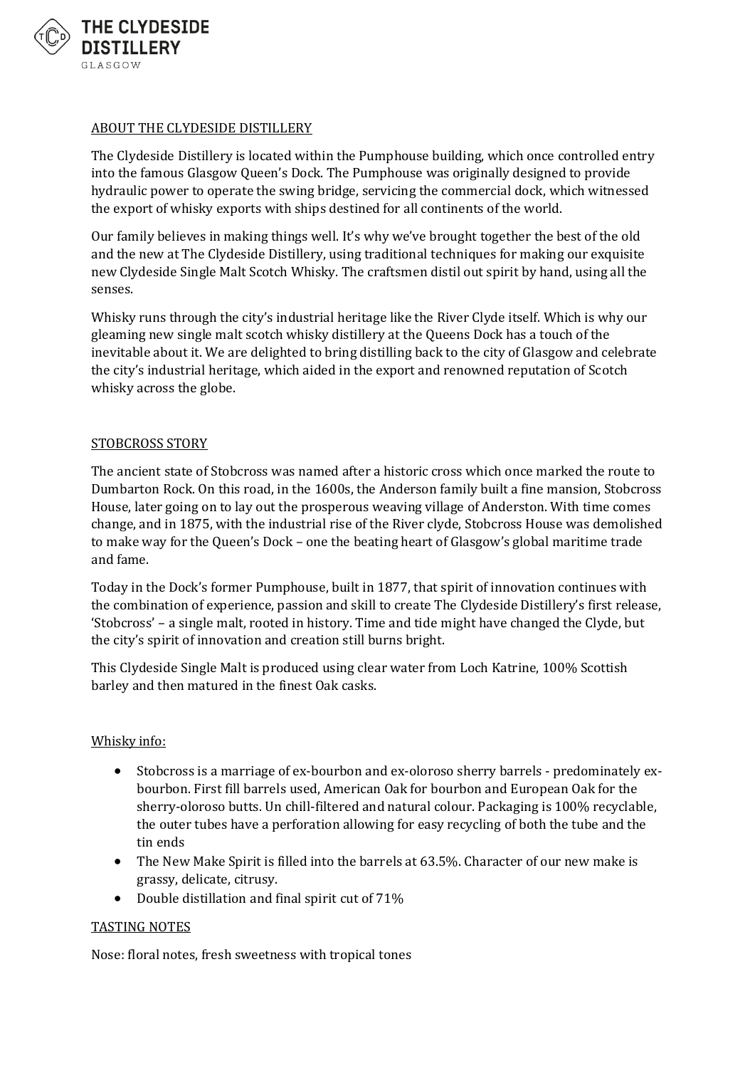THE CLYDESIDE DISTILLERY
GLASGOW

## ABOUT THE CLYDESIDE DISTILLERY

The Clydeside Distillery is located within the Pumphouse building, which once controlled entry into the famous Glasgow Queen's Dock. The Pumphouse was originally designed to provide hydraulic power to operate the swing bridge, servicing the commercial dock, which witnessed the export of whisky exports with ships destined for all continents of the world.

Our family believes in making things well. It's why we've brought together the best of the old and the new at The Clydeside Distillery, using traditional techniques for making our exquisite new Clydeside Single Malt Scotch Whisky. The craftsmen distil out spirit by hand, using all the senses.

Whisky runs through the city's industrial heritage like the River Clyde itself. Which is why our gleaming new single malt scotch whisky distillery at the Queens Dock has a touch of the inevitable about it. We are delighted to bring distilling back to the city of Glasgow and celebrate the city's industrial heritage, which aided in the export and renowned reputation of Scotch whisky across the globe.

## STOBCROSS STORY

The ancient state of Stobcross was named after a historic cross which once marked the route to Dumbarton Rock. On this road, in the 1600s, the Anderson family built a fine mansion, Stobcross House, later going on to lay out the prosperous weaving village of Anderston. With time comes change, and in 1875, with the industrial rise of the River clyde, Stobcross House was demolished to make way for the Queen's Dock – one the beating heart of Glasgow's global maritime trade and fame.

Today in the Dock's former Pumphouse, built in 1877, that spirit of innovation continues with the combination of experience, passion and skill to create The Clydeside Distillery's first release, 'Stobcross' – a single malt, rooted in history. Time and tide might have changed the Clyde, but the city's spirit of innovation and creation still burns bright.

This Clydeside Single Malt is produced using clear water from Loch Katrine, 100% Scottish barley and then matured in the finest Oak casks.

### Whisky info:

- Stobcross is a marriage of ex-bourbon and ex-oloroso sherry barrels - predominately ex-bourbon. First fill barrels used, American Oak for bourbon and European Oak for the sherry-oloroso butts. Un chill-filtered and natural colour. Packaging is 100% recyclable, the outer tubes have a perforation allowing for easy recycling of both the tube and the tin ends
- The New Make Spirit is filled into the barrels at 63.5%. Character of our new make is grassy, delicate, citrusy.
- Double distillation and final spirit cut of 71%

## TASTING NOTES

Nose: floral notes, fresh sweetness with tropical tones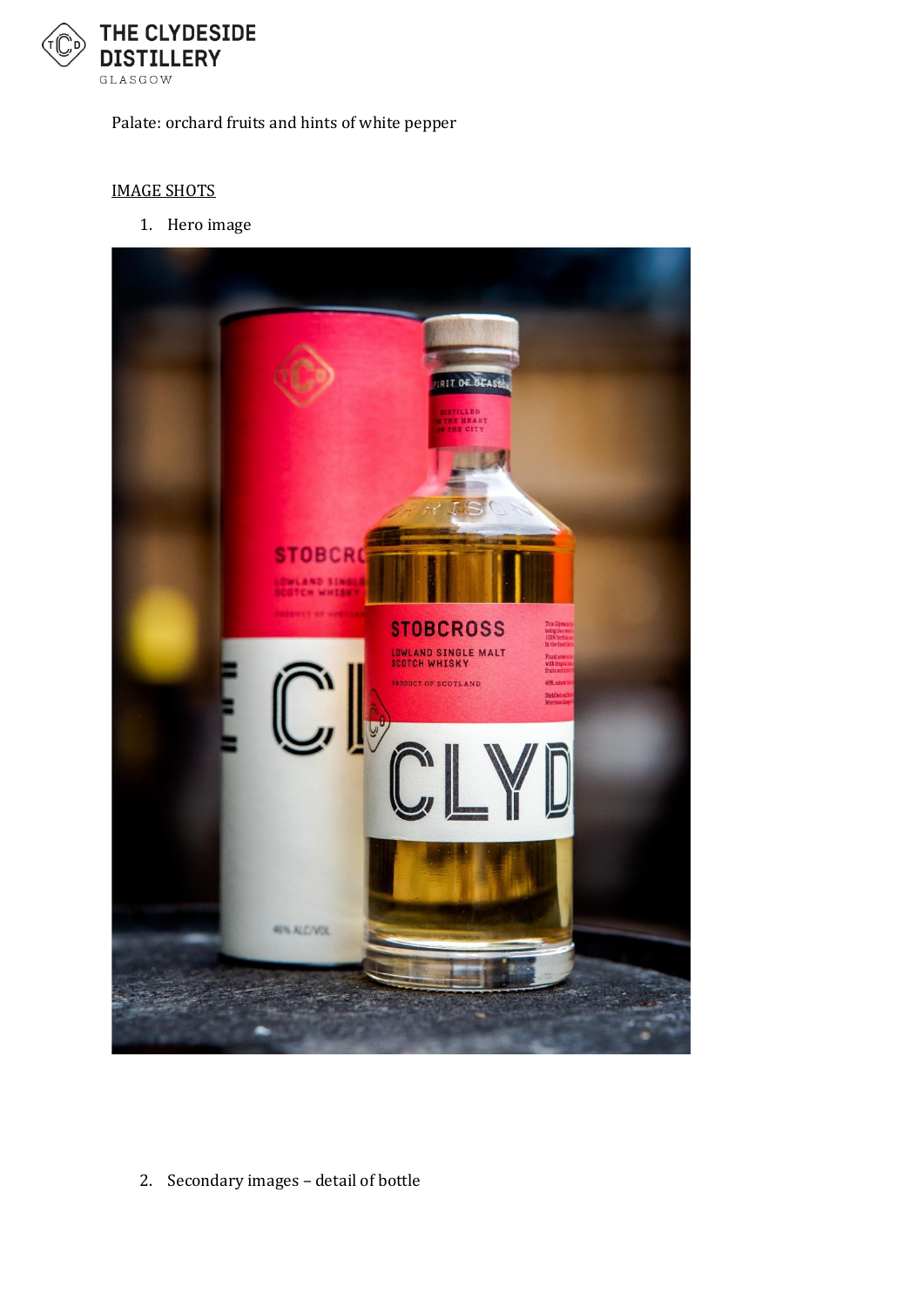Palate: orchard fruits and hints of white pepper

IMAGE SHOTS

1. Hero image

2. Secondary images – detail of bottle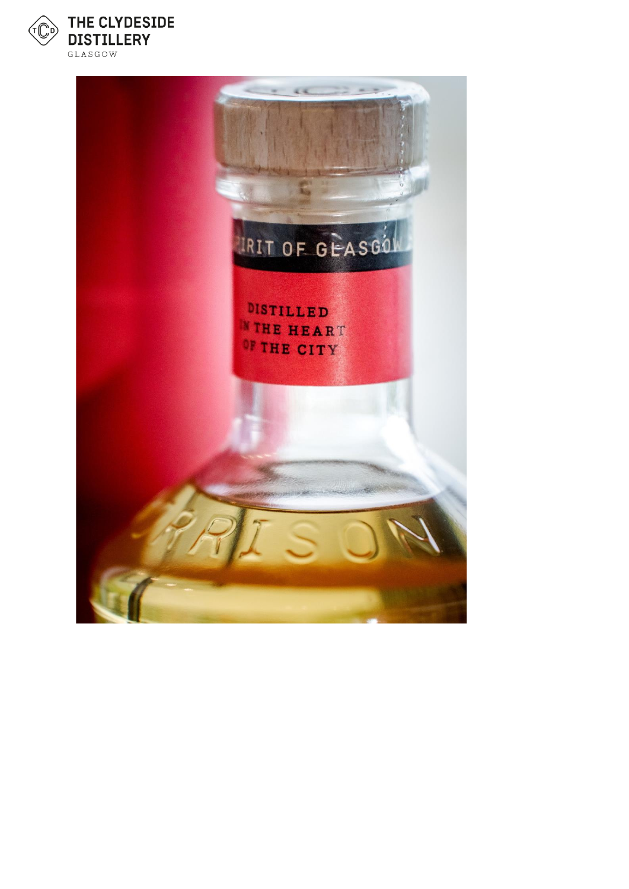THE CLYDESIDE DISTILLERY

GLASGOW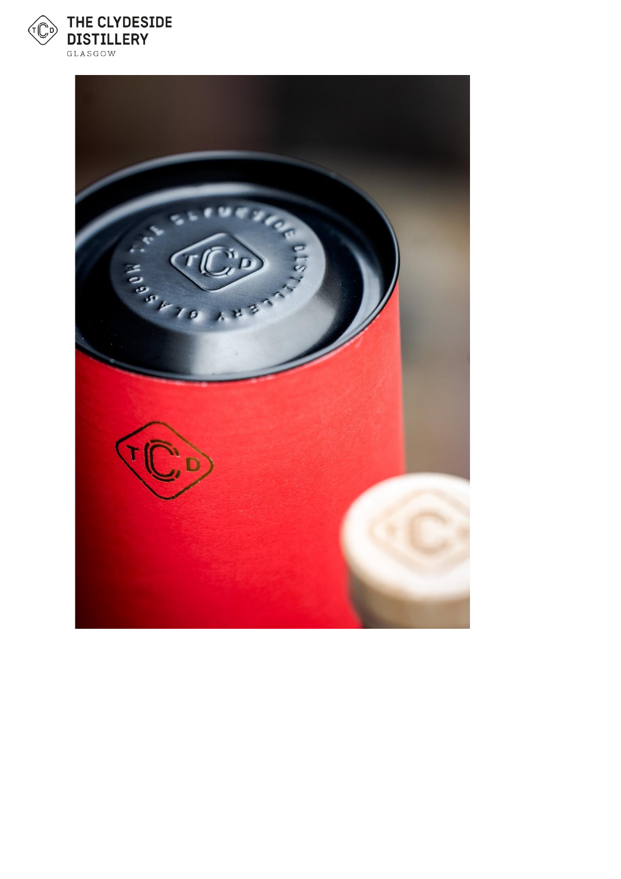THE CLYDESIDE DISTILLERY
GLASGOW